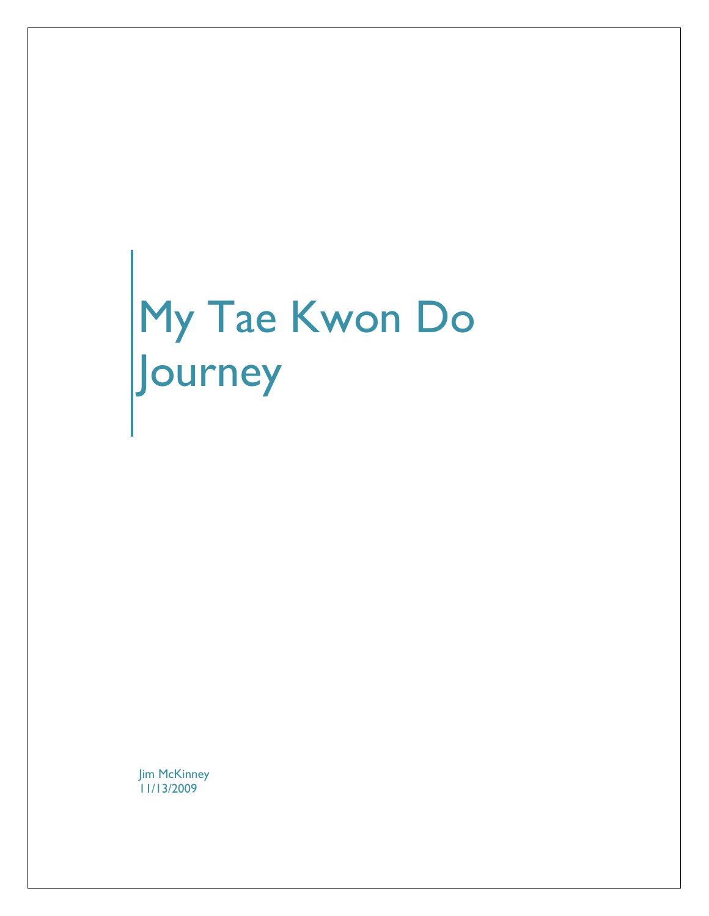# My Tae Kwon Do Journey

Jim McKinney
11/13/2009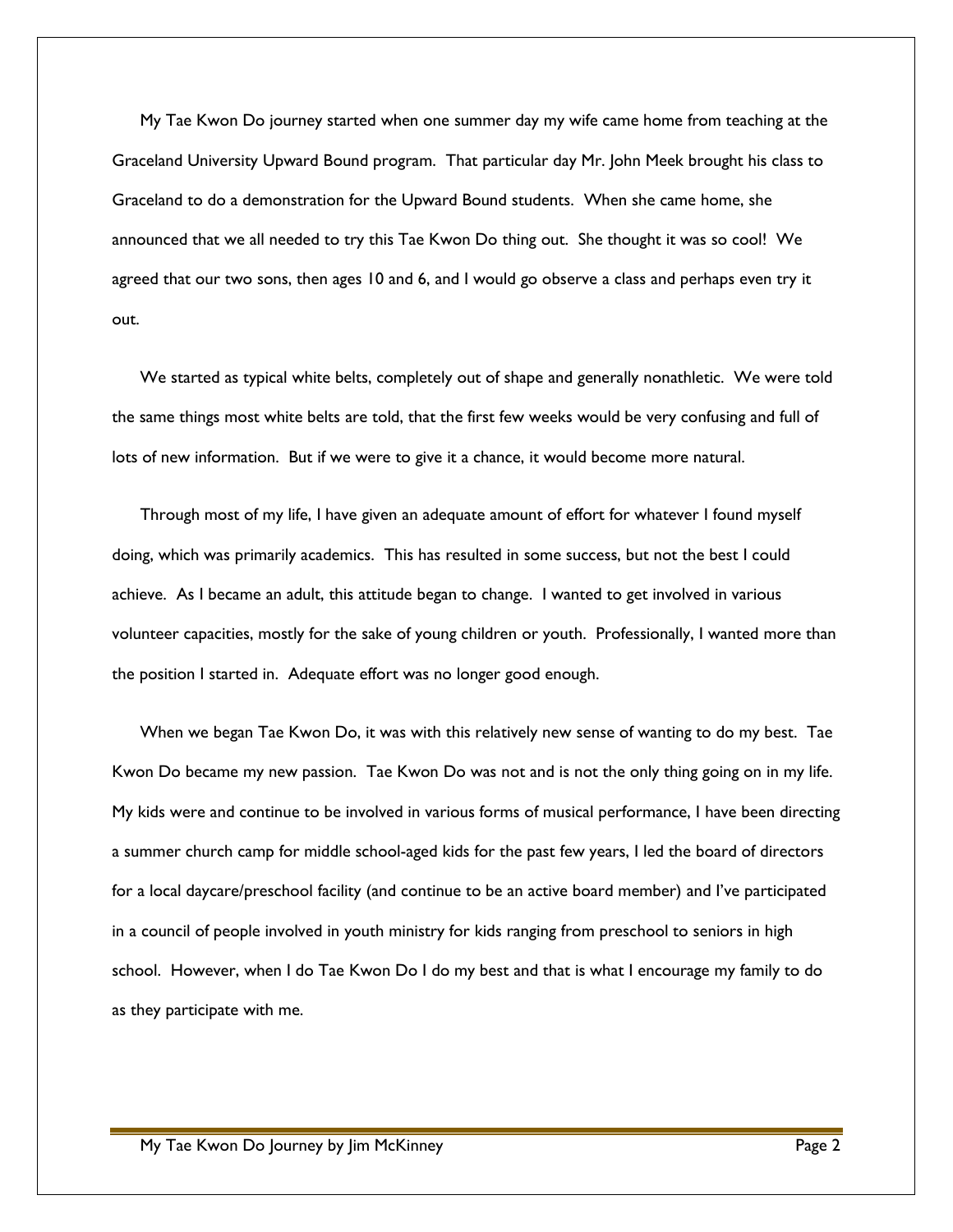My Tae Kwon Do journey started when one summer day my wife came home from teaching at the Graceland University Upward Bound program. That particular day Mr. John Meek brought his class to Graceland to do a demonstration for the Upward Bound students. When she came home, she announced that we all needed to try this Tae Kwon Do thing out. She thought it was so cool! We agreed that our two sons, then ages 10 and 6, and I would go observe a class and perhaps even try it out.

We started as typical white belts, completely out of shape and generally nonathletic. We were told the same things most white belts are told, that the first few weeks would be very confusing and full of lots of new information. But if we were to give it a chance, it would become more natural.

Through most of my life, I have given an adequate amount of effort for whatever I found myself doing, which was primarily academics. This has resulted in some success, but not the best I could achieve. As I became an adult, this attitude began to change. I wanted to get involved in various volunteer capacities, mostly for the sake of young children or youth. Professionally, I wanted more than the position I started in. Adequate effort was no longer good enough.

When we began Tae Kwon Do, it was with this relatively new sense of wanting to do my best. Tae Kwon Do became my new passion. Tae Kwon Do was not and is not the only thing going on in my life. My kids were and continue to be involved in various forms of musical performance, I have been directing a summer church camp for middle school-aged kids for the past few years, I led the board of directors for a local daycare/preschool facility (and continue to be an active board member) and I've participated in a council of people involved in youth ministry for kids ranging from preschool to seniors in high school. However, when I do Tae Kwon Do I do my best and that is what I encourage my family to do as they participate with me.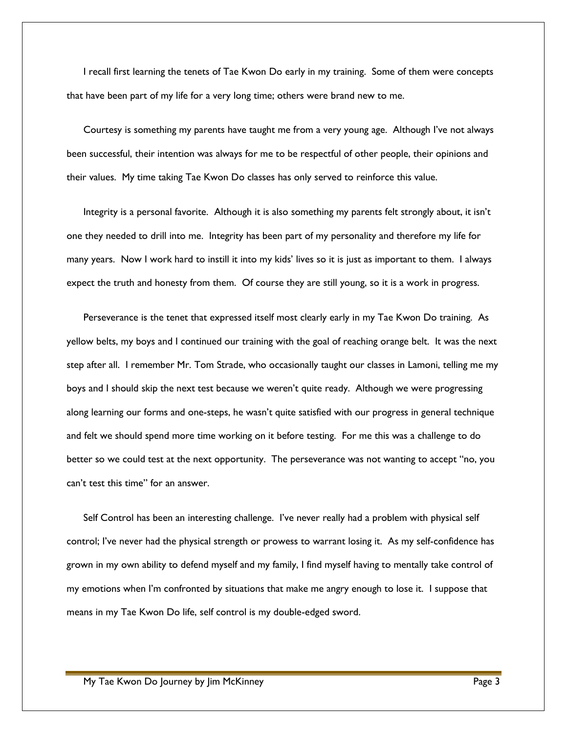I recall first learning the tenets of Tae Kwon Do early in my training. Some of them were concepts that have been part of my life for a very long time; others were brand new to me.

Courtesy is something my parents have taught me from a very young age. Although I've not always been successful, their intention was always for me to be respectful of other people, their opinions and their values. My time taking Tae Kwon Do classes has only served to reinforce this value.

Integrity is a personal favorite. Although it is also something my parents felt strongly about, it isn't one they needed to drill into me. Integrity has been part of my personality and therefore my life for many years. Now I work hard to instill it into my kids' lives so it is just as important to them. I always expect the truth and honesty from them. Of course they are still young, so it is a work in progress.

Perseverance is the tenet that expressed itself most clearly early in my Tae Kwon Do training. As yellow belts, my boys and I continued our training with the goal of reaching orange belt. It was the next step after all. I remember Mr. Tom Strade, who occasionally taught our classes in Lamoni, telling me my boys and I should skip the next test because we weren't quite ready. Although we were progressing along learning our forms and one-steps, he wasn't quite satisfied with our progress in general technique and felt we should spend more time working on it before testing. For me this was a challenge to do better so we could test at the next opportunity. The perseverance was not wanting to accept "no, you can't test this time" for an answer.

Self Control has been an interesting challenge. I've never really had a problem with physical self control; I've never had the physical strength or prowess to warrant losing it. As my self-confidence has grown in my own ability to defend myself and my family, I find myself having to mentally take control of my emotions when I'm confronted by situations that make me angry enough to lose it. I suppose that means in my Tae Kwon Do life, self control is my double-edged sword.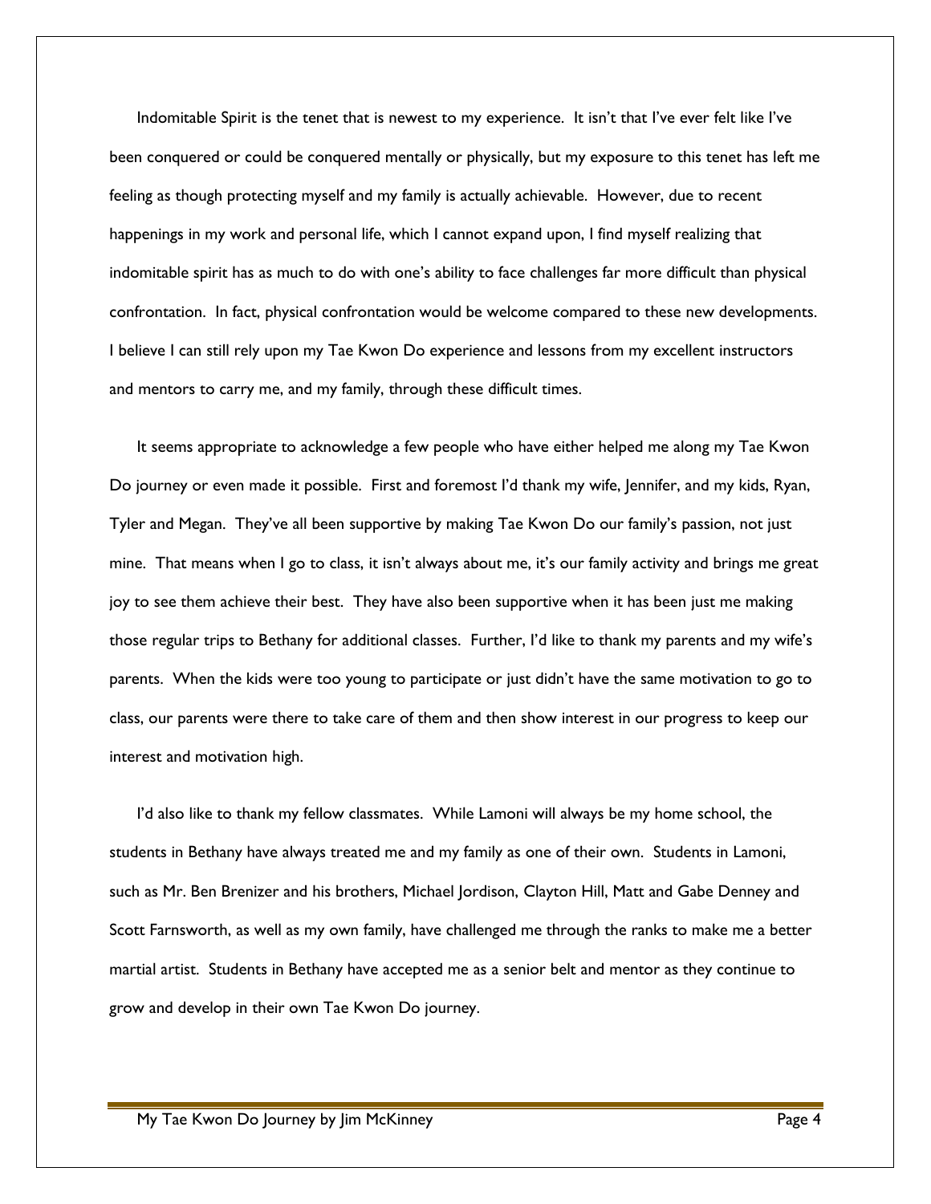Indomitable Spirit is the tenet that is newest to my experience. It isn't that I've ever felt like I've been conquered or could be conquered mentally or physically, but my exposure to this tenet has left me feeling as though protecting myself and my family is actually achievable. However, due to recent happenings in my work and personal life, which I cannot expand upon, I find myself realizing that indomitable spirit has as much to do with one's ability to face challenges far more difficult than physical confrontation. In fact, physical confrontation would be welcome compared to these new developments. I believe I can still rely upon my Tae Kwon Do experience and lessons from my excellent instructors and mentors to carry me, and my family, through these difficult times.

It seems appropriate to acknowledge a few people who have either helped me along my Tae Kwon Do journey or even made it possible. First and foremost I'd thank my wife, Jennifer, and my kids, Ryan, Tyler and Megan. They've all been supportive by making Tae Kwon Do our family's passion, not just mine. That means when I go to class, it isn't always about me, it's our family activity and brings me great joy to see them achieve their best. They have also been supportive when it has been just me making those regular trips to Bethany for additional classes. Further, I'd like to thank my parents and my wife's parents. When the kids were too young to participate or just didn't have the same motivation to go to class, our parents were there to take care of them and then show interest in our progress to keep our interest and motivation high.

I'd also like to thank my fellow classmates. While Lamoni will always be my home school, the students in Bethany have always treated me and my family as one of their own. Students in Lamoni, such as Mr. Ben Brenizer and his brothers, Michael Jordison, Clayton Hill, Matt and Gabe Denney and Scott Farnsworth, as well as my own family, have challenged me through the ranks to make me a better martial artist. Students in Bethany have accepted me as a senior belt and mentor as they continue to grow and develop in their own Tae Kwon Do journey.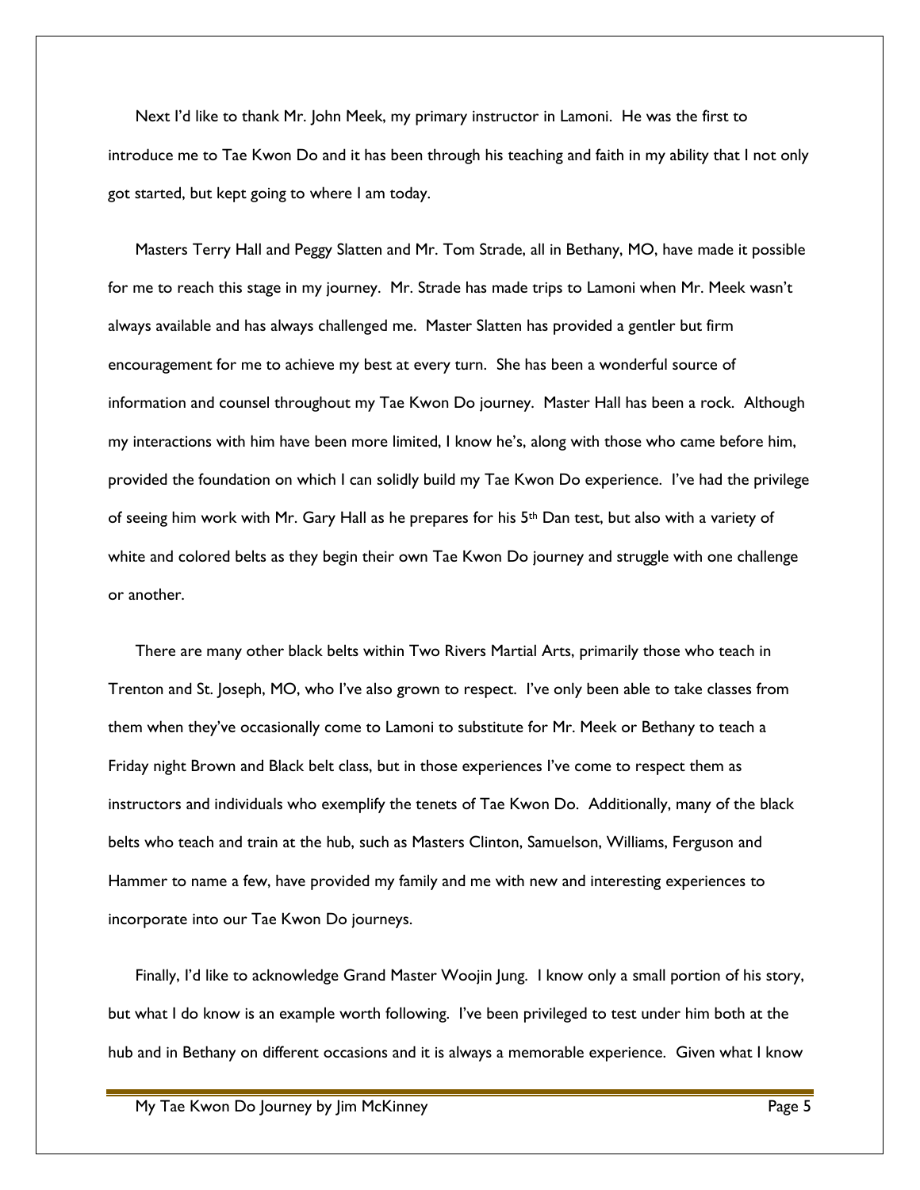Next I'd like to thank Mr. John Meek, my primary instructor in Lamoni. He was the first to introduce me to Tae Kwon Do and it has been through his teaching and faith in my ability that I not only got started, but kept going to where I am today.

Masters Terry Hall and Peggy Slatten and Mr. Tom Strade, all in Bethany, MO, have made it possible for me to reach this stage in my journey. Mr. Strade has made trips to Lamoni when Mr. Meek wasn't always available and has always challenged me. Master Slatten has provided a gentler but firm encouragement for me to achieve my best at every turn. She has been a wonderful source of information and counsel throughout my Tae Kwon Do journey. Master Hall has been a rock. Although my interactions with him have been more limited, I know he's, along with those who came before him, provided the foundation on which I can solidly build my Tae Kwon Do experience. I've had the privilege of seeing him work with Mr. Gary Hall as he prepares for his 5th Dan test, but also with a variety of white and colored belts as they begin their own Tae Kwon Do journey and struggle with one challenge or another.

There are many other black belts within Two Rivers Martial Arts, primarily those who teach in Trenton and St. Joseph, MO, who I've also grown to respect. I've only been able to take classes from them when they've occasionally come to Lamoni to substitute for Mr. Meek or Bethany to teach a Friday night Brown and Black belt class, but in those experiences I've come to respect them as instructors and individuals who exemplify the tenets of Tae Kwon Do. Additionally, many of the black belts who teach and train at the hub, such as Masters Clinton, Samuelson, Williams, Ferguson and Hammer to name a few, have provided my family and me with new and interesting experiences to incorporate into our Tae Kwon Do journeys.

Finally, I'd like to acknowledge Grand Master Woojin Jung. I know only a small portion of his story, but what I do know is an example worth following. I've been privileged to test under him both at the hub and in Bethany on different occasions and it is always a memorable experience. Given what I know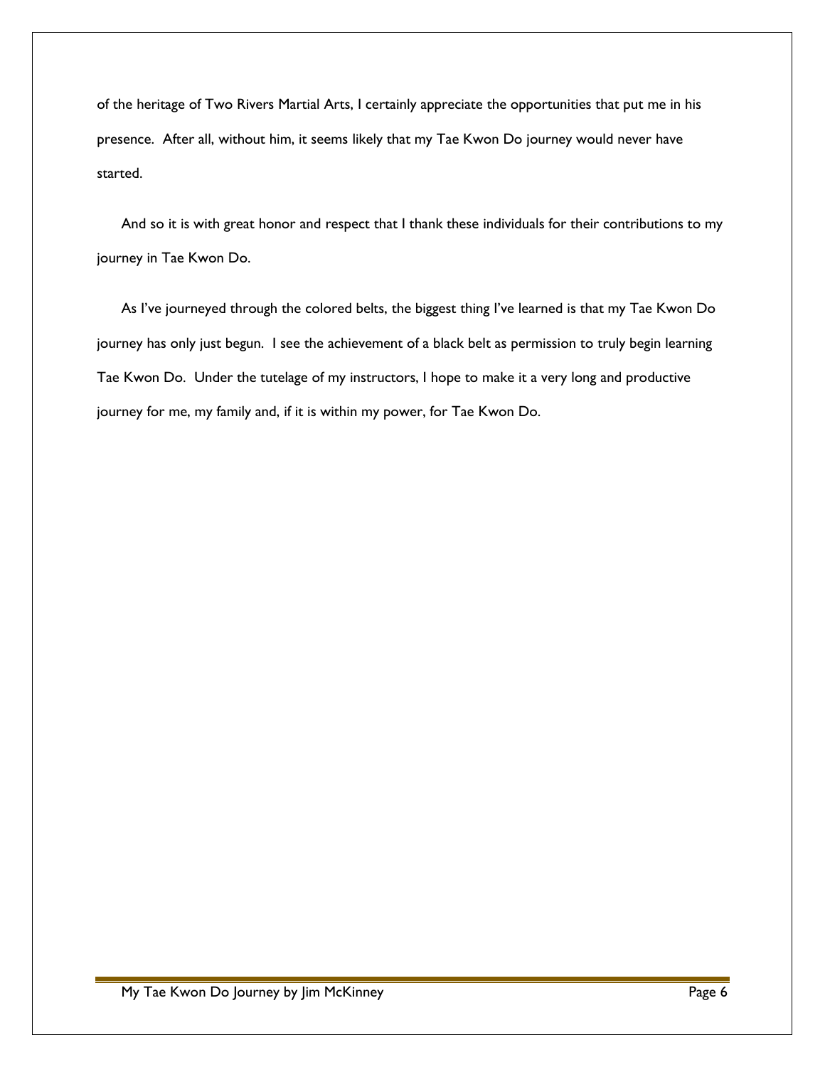of the heritage of Two Rivers Martial Arts, I certainly appreciate the opportunities that put me in his presence. After all, without him, it seems likely that my Tae Kwon Do journey would never have started.

And so it is with great honor and respect that I thank these individuals for their contributions to my journey in Tae Kwon Do.

As I've journeyed through the colored belts, the biggest thing I've learned is that my Tae Kwon Do journey has only just begun. I see the achievement of a black belt as permission to truly begin learning Tae Kwon Do. Under the tutelage of my instructors, I hope to make it a very long and productive journey for me, my family and, if it is within my power, for Tae Kwon Do.